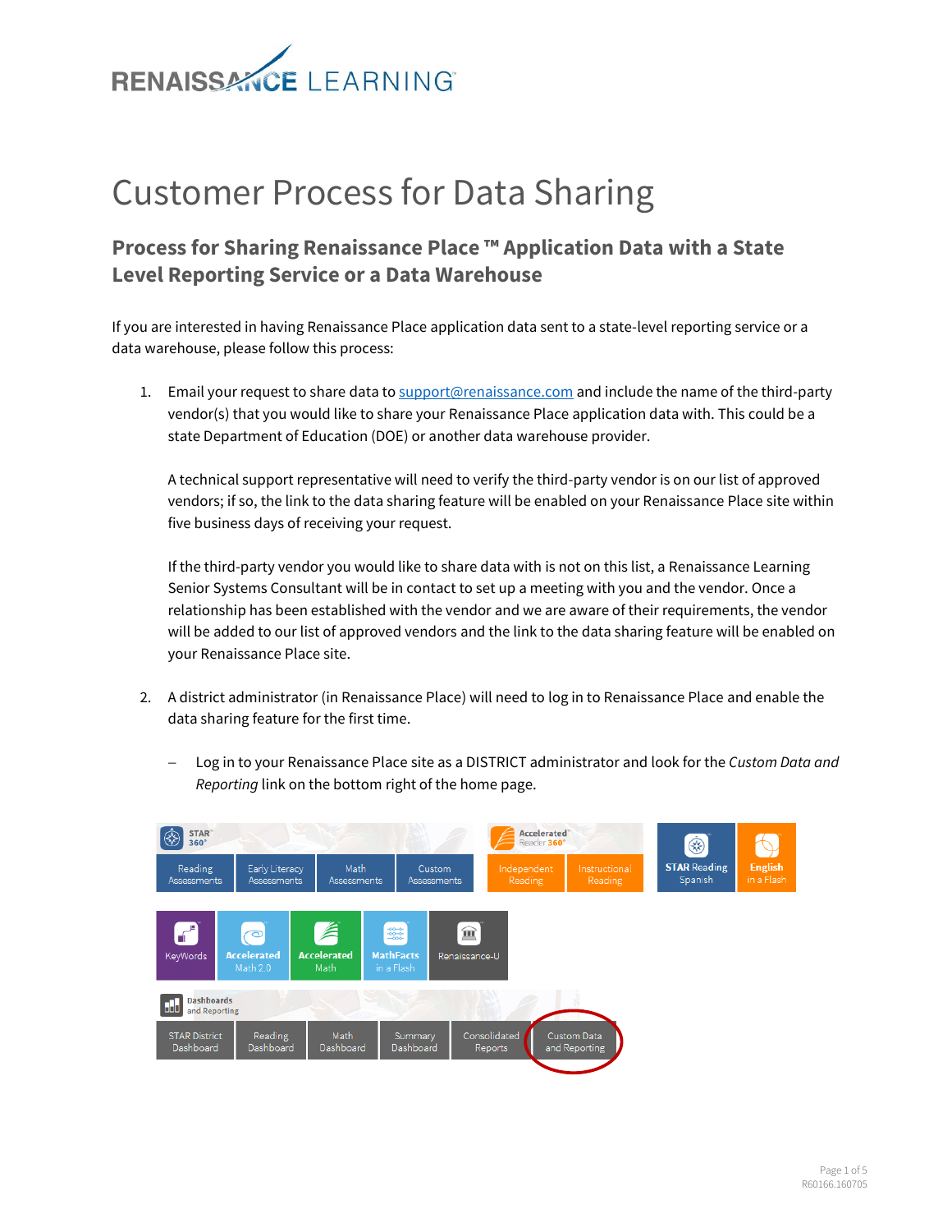# Customer Process for Data Sharing

## Process for Sharing Renaissance Place ™ Application Data with a State Level Reporting Service or a Data Warehouse

If you are interested in having Renaissance Place application data sent to a state-level reporting service or a data warehouse, please follow this process:

1. Email your request to share data to support@renaissance.com and include the name of the third-party vendor(s) that you would like to share your Renaissance Place application data with. This could be a state Department of Education (DOE) or another data warehouse provider.

   A technical support representative will need to verify the third-party vendor is on our list of approved vendors; if so, the link to the data sharing feature will be enabled on your Renaissance Place site within five business days of receiving your request.

   If the third-party vendor you would like to share data with is not on this list, a Renaissance Learning Senior Systems Consultant will be in contact to set up a meeting with you and the vendor. Once a relationship has been established with the vendor and we are aware of their requirements, the vendor will be added to our list of approved vendors and the link to the data sharing feature will be enabled on your Renaissance Place site.

2. A district administrator (in Renaissance Place) will need to log in to Renaissance Place and enable the data sharing feature for the first time.

   – Log in to your Renaissance Place site as a DISTRICT administrator and look for the *Custom Data and Reporting* link on the bottom right of the home page.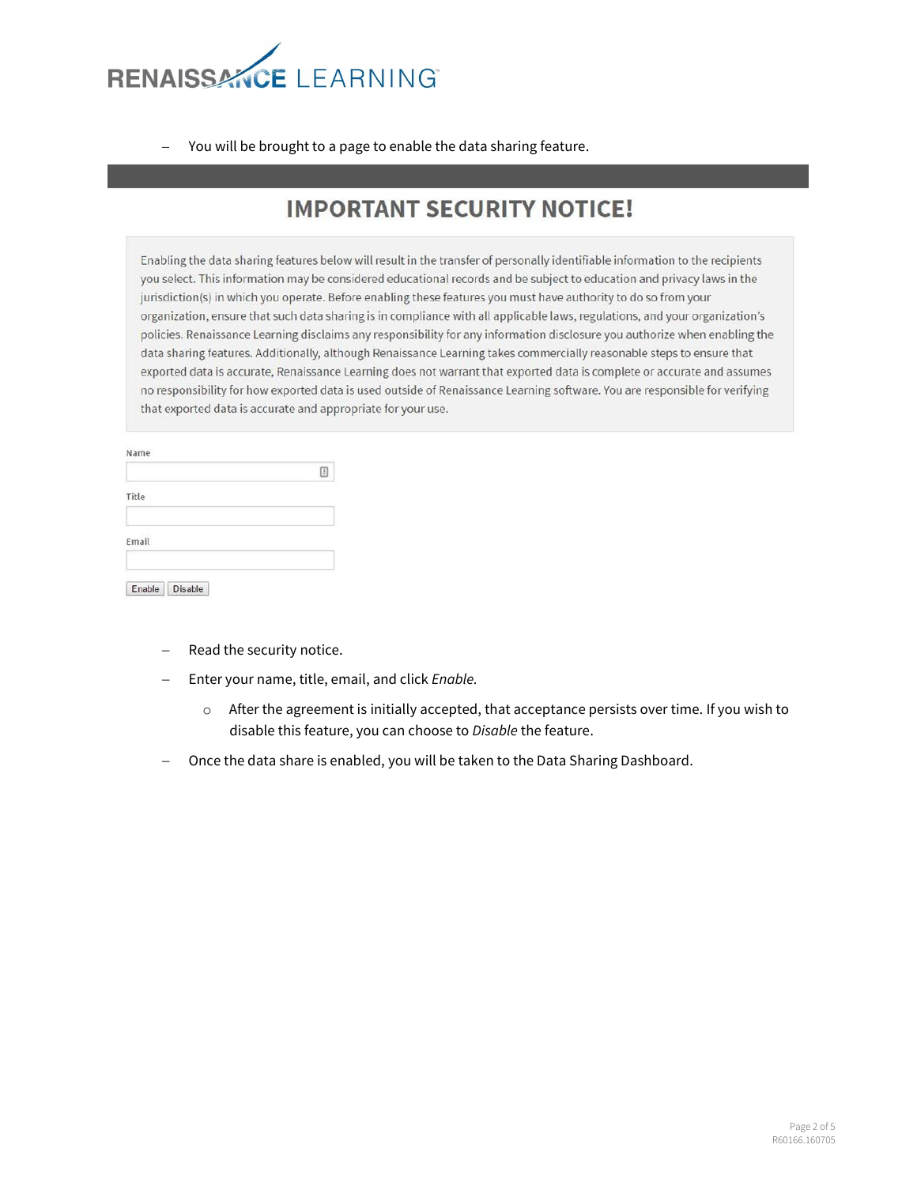- You will be brought to a page to enable the data sharing feature.

## IMPORTANT SECURITY NOTICE!

Enabling the data sharing features below will result in the transfer of personally identifiable information to the recipients you select. This information may be considered educational records and be subject to education and privacy laws in the jurisdiction(s) in which you operate. Before enabling these features you must have authority to do so from your organization, ensure that such data sharing is in compliance with all applicable laws, regulations, and your organization's policies. Renaissance Learning disclaims any responsibility for any information disclosure you authorize when enabling the data sharing features. Additionally, although Renaissance Learning takes commercially reasonable steps to ensure that exported data is accurate, Renaissance Learning does not warrant that exported data is complete or accurate and assumes no responsibility for how exported data is used outside of Renaissance Learning software. You are responsible for verifying that exported data is accurate and appropriate for your use.

Name

Title

Email

Enable Disable

- Read the security notice.
- Enter your name, title, email, and click *Enable.*
    - After the agreement is initially accepted, that acceptance persists over time. If you wish to disable this feature, you can choose to *Disable* the feature.
- Once the data share is enabled, you will be taken to the Data Sharing Dashboard.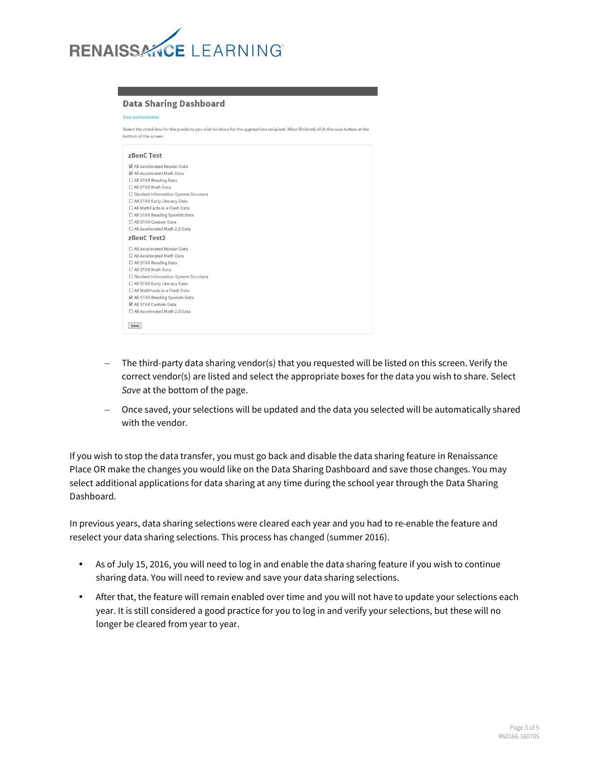## Data Sharing Dashboard

View authorization

Select the check box for the products you wish to share for the appropriate recipient. When finished, click the save button at the bottom of the screen.

### zBenC Test

- ☑ All Accelerated Reader Data
- ☑ All Accelerated Math Data
- ☐ All STAR Reading Data
- ☐ All STAR Math Data
- ☐ Student Information System Structure
- ☐ All STAR Early Literacy Data
- ☐ All MathFacts in a Flash Data
- ☐ All STAR Reading Spanish Data
- ☐ All STAR Custom Data
- ☐ All Accelerated Math 2.0 Data

### zBenC Test2

- ☐ All Accelerated Reader Data
- ☐ All Accelerated Math Data
- ☐ All STAR Reading Data
- ☐ All STAR Math Data
- ☐ Student Information System Structure
- ☐ All STAR Early Literacy Data
- ☐ All MathFacts in a Flash Data
- ☑ All STAR Reading Spanish Data
- ☑ All STAR Custom Data
- ☐ All Accelerated Math 2.0 Data

Save

- The third-party data sharing vendor(s) that you requested will be listed on this screen. Verify the correct vendor(s) are listed and select the appropriate boxes for the data you wish to share. Select *Save* at the bottom of the page.
- Once saved, your selections will be updated and the data you selected will be automatically shared with the vendor.

If you wish to stop the data transfer, you must go back and disable the data sharing feature in Renaissance Place OR make the changes you would like on the Data Sharing Dashboard and save those changes. You may select additional applications for data sharing at any time during the school year through the Data Sharing Dashboard.

In previous years, data sharing selections were cleared each year and you had to re-enable the feature and reselect your data sharing selections. This process has changed (summer 2016).

- As of July 15, 2016, you will need to log in and enable the data sharing feature if you wish to continue sharing data. You will need to review and save your data sharing selections.
- After that, the feature will remain enabled over time and you will not have to update your selections each year. It is still considered a good practice for you to log in and verify your selections, but these will no longer be cleared from year to year.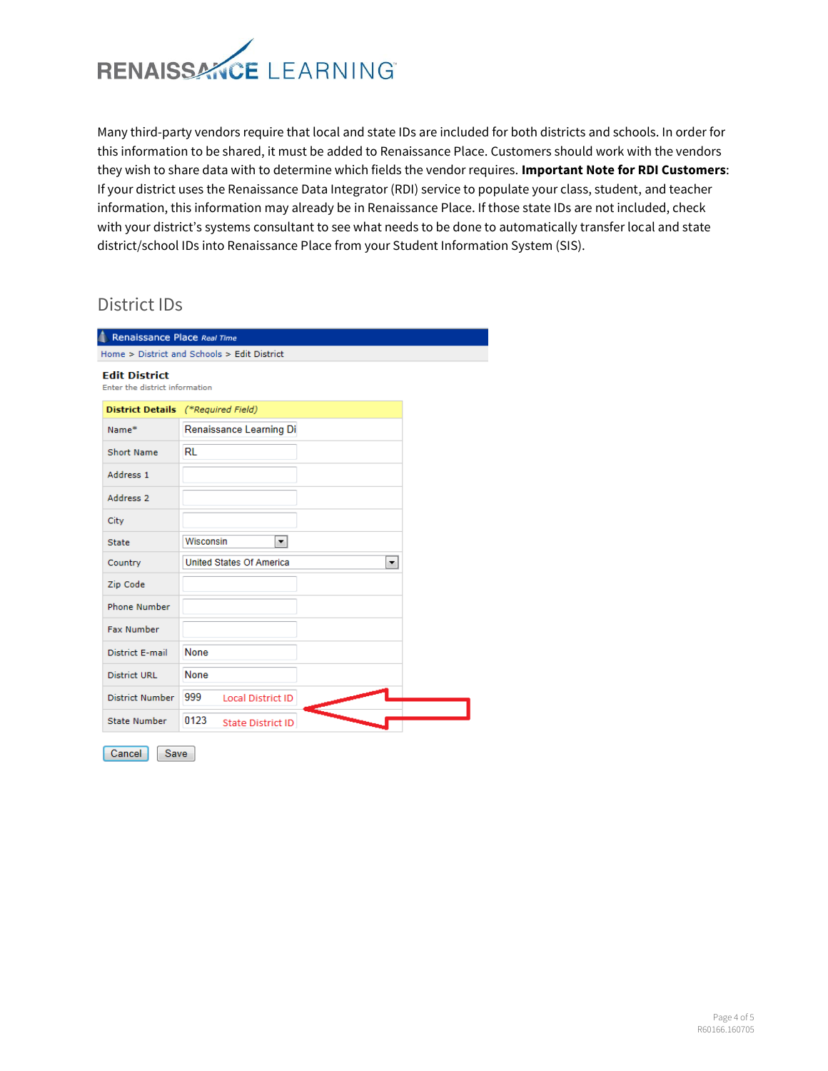Many third-party vendors require that local and state IDs are included for both districts and schools. In order for this information to be shared, it must be added to Renaissance Place. Customers should work with the vendors they wish to share data with to determine which fields the vendor requires. **Important Note for RDI Customers**: If your district uses the Renaissance Data Integrator (RDI) service to populate your class, student, and teacher information, this information may already be in Renaissance Place. If those state IDs are not included, check with your district's systems consultant to see what needs to be done to automatically transfer local and state district/school IDs into Renaissance Place from your Student Information System (SIS).

## District IDs

Renaissance Place *Real Time*

Home > District and Schools > Edit District

**Edit District**

Enter the district information

| **District Details** | *(\*Required Field)* |
|---|---|
| Name* | Renaissance Learning Di |
| Short Name | RL |
| Address 1 | |
| Address 2 | |
| City | |
| State | Wisconsin |
| Country | United States Of America |
| Zip Code | |
| Phone Number | |
| Fax Number | |
| District E-mail | None |
| District URL | None |
| District Number | 999 Local District ID |
| State Number | 0123 State District ID |

Cancel | Save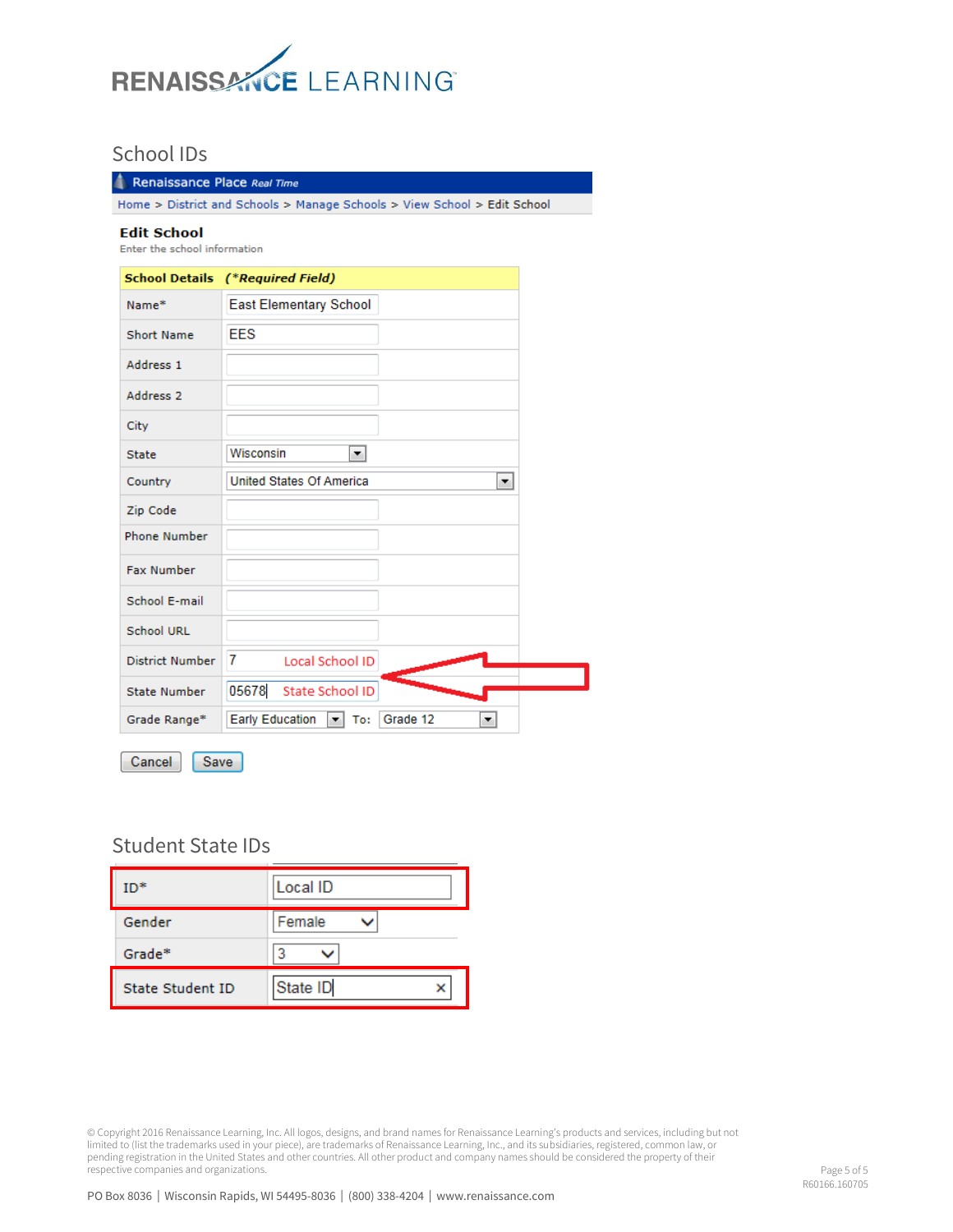## School IDs

Renaissance Place *Real Time*

Home > District and Schools > Manage Schools > View School > Edit School

**Edit School**

Enter the school information

| **School Details** | ***(\*Required Field)*** |
|---|---|
| Name* | East Elementary School |
| Short Name | EES |
| Address 1 | |
| Address 2 | |
| City | |
| State | Wisconsin |
| Country | United States Of America |
| Zip Code | |
| Phone Number | |
| Fax Number | |
| School E-mail | |
| School URL | |
| District Number | 7 Local School ID |
| State Number | 05678 State School ID |
| Grade Range* | Early Education To: Grade 12 |

Cancel Save

## Student State IDs

| | |
|---|---|
| ID* | Local ID |
| Gender | Female |
| Grade* | 3 |
| State Student ID | State ID |

© Copyright 2016 Renaissance Learning, Inc. All logos, designs, and brand names for Renaissance Learning's products and services, including but not limited to (list the trademarks used in your piece), are trademarks of Renaissance Learning, Inc., and its subsidiaries, registered, common law, or pending registration in the United States and other countries. All other product and company names should be considered the property of their respective companies and organizations.

R60166.160705

PO Box 8036 | Wisconsin Rapids, WI 54495-8036 | (800) 338-4204 | www.renaissance.com